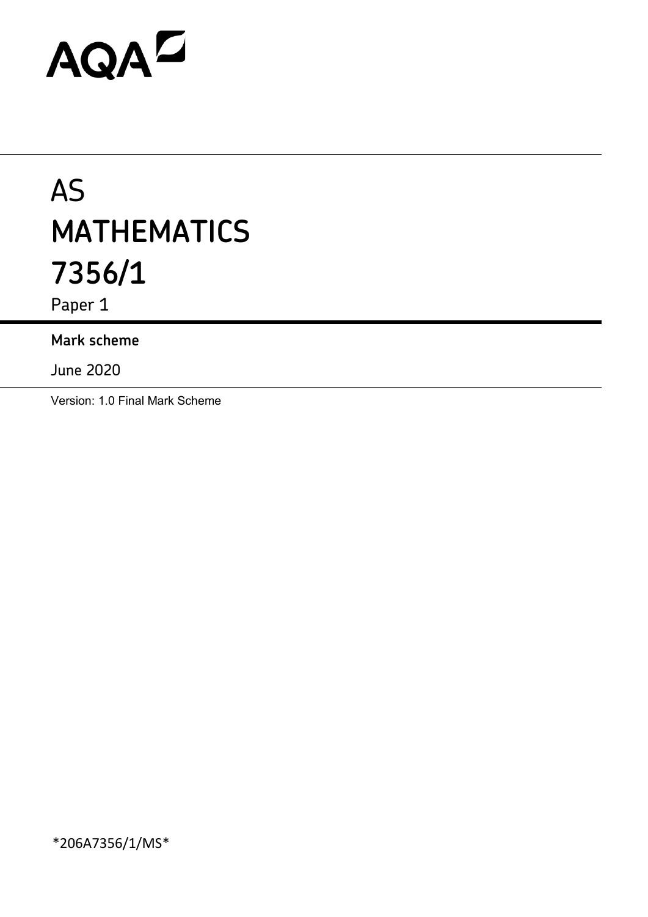AQA

# AS MATHEMATICS 7356/1

Paper 1

**Mark scheme**

June 2020

Version: 1.0 Final Mark Scheme

*206A7356/1/MS*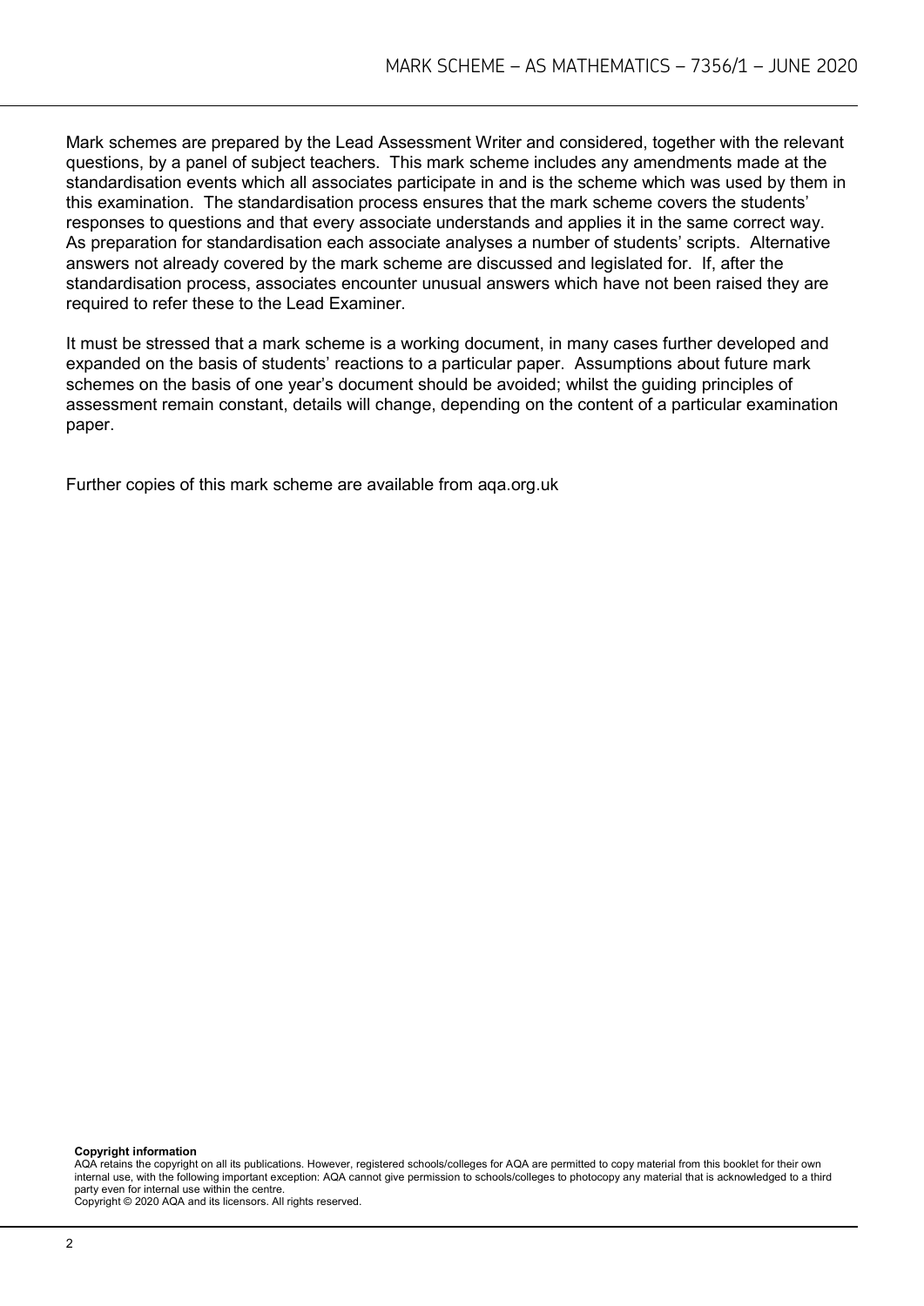Mark schemes are prepared by the Lead Assessment Writer and considered, together with the relevant questions, by a panel of subject teachers. This mark scheme includes any amendments made at the standardisation events which all associates participate in and is the scheme which was used by them in this examination. The standardisation process ensures that the mark scheme covers the students' responses to questions and that every associate understands and applies it in the same correct way. As preparation for standardisation each associate analyses a number of students' scripts. Alternative answers not already covered by the mark scheme are discussed and legislated for. If, after the standardisation process, associates encounter unusual answers which have not been raised they are required to refer these to the Lead Examiner.

It must be stressed that a mark scheme is a working document, in many cases further developed and expanded on the basis of students' reactions to a particular paper. Assumptions about future mark schemes on the basis of one year's document should be avoided; whilst the guiding principles of assessment remain constant, details will change, depending on the content of a particular examination paper.

Further copies of this mark scheme are available from aqa.org.uk

**Copyright information**

AQA retains the copyright on all its publications. However, registered schools/colleges for AQA are permitted to copy material from this booklet for their own internal use, with the following important exception: AQA cannot give permission to schools/colleges to photocopy any material that is acknowledged to a third party even for internal use within the centre.

Copyright © 2020 AQA and its licensors. All rights reserved.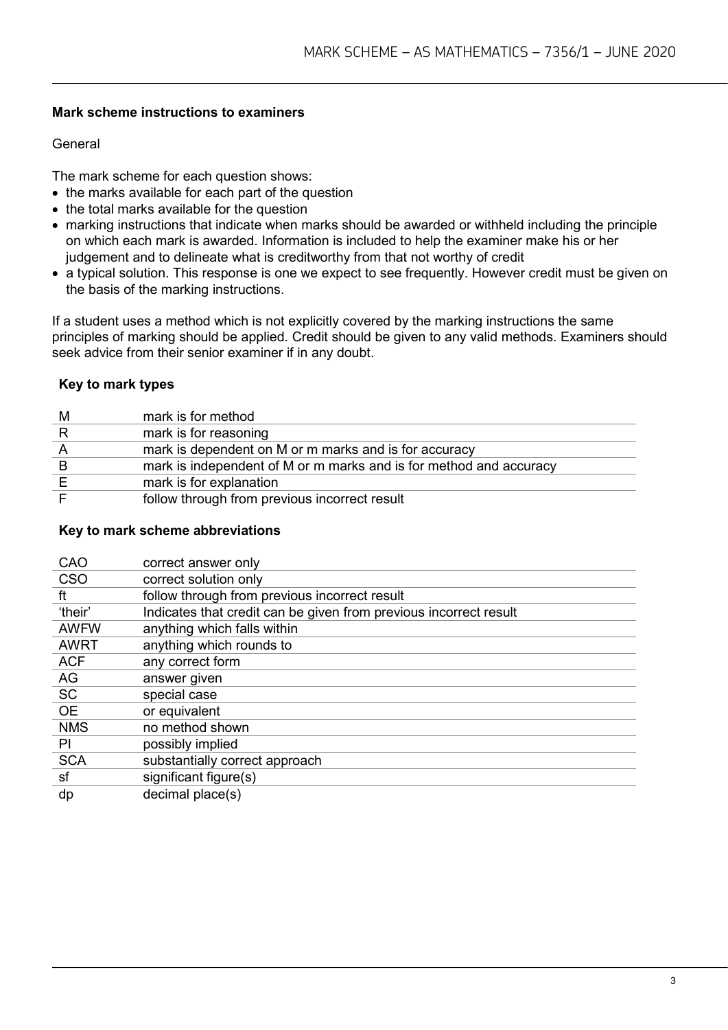## Mark scheme instructions to examiners

General

The mark scheme for each question shows:

- the marks available for each part of the question
- the total marks available for the question
- marking instructions that indicate when marks should be awarded or withheld including the principle on which each mark is awarded. Information is included to help the examiner make his or her judgement and to delineate what is creditworthy from that not worthy of credit
- a typical solution. This response is one we expect to see frequently. However credit must be given on the basis of the marking instructions.

If a student uses a method which is not explicitly covered by the marking instructions the same principles of marking should be applied. Credit should be given to any valid methods. Examiners should seek advice from their senior examiner if in any doubt.

### Key to mark types

| | |
|---|---|
| M | mark is for method |
| R | mark is for reasoning |
| A | mark is dependent on M or m marks and is for accuracy |
| B | mark is independent of M or m marks and is for method and accuracy |
| E | mark is for explanation |
| F | follow through from previous incorrect result |

### Key to mark scheme abbreviations

| | |
|---|---|
| CAO | correct answer only |
| CSO | correct solution only |
| ft | follow through from previous incorrect result |
| 'their' | Indicates that credit can be given from previous incorrect result |
| AWFW | anything which falls within |
| AWRT | anything which rounds to |
| ACF | any correct form |
| AG | answer given |
| SC | special case |
| OE | or equivalent |
| NMS | no method shown |
| PI | possibly implied |
| SCA | substantially correct approach |
| sf | significant figure(s) |
| dp | decimal place(s) |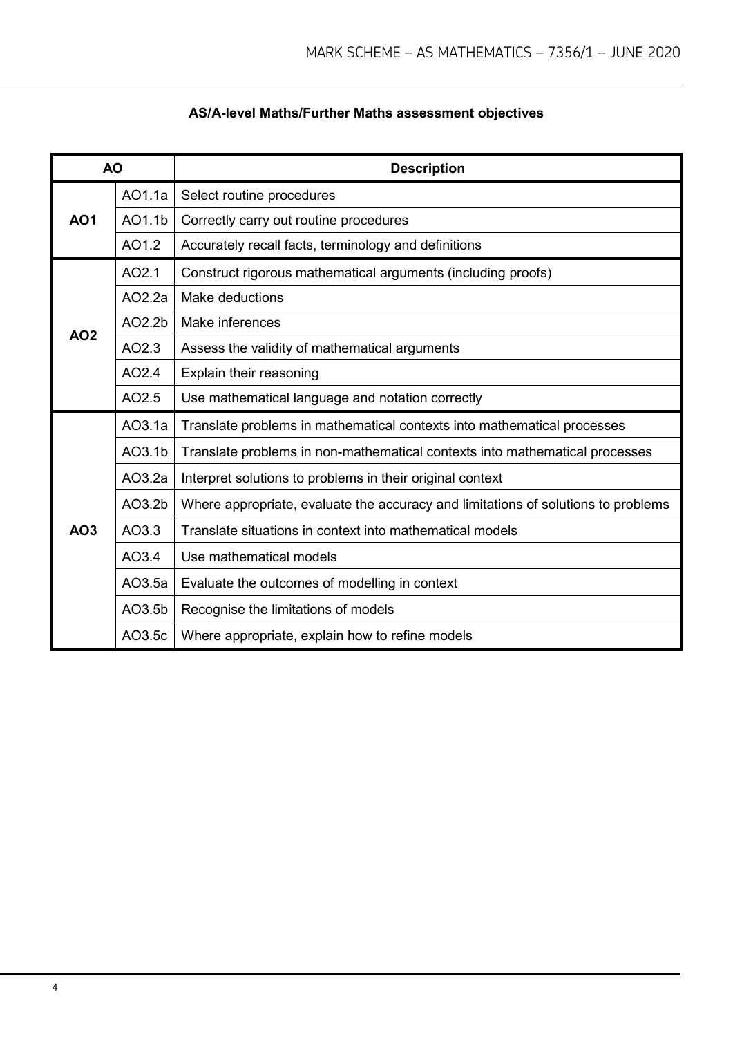## AS/A-level Maths/Further Maths assessment objectives

| AO | | Description |
|---|---|---|
| **AO1** | AO1.1a | Select routine procedures |
| | AO1.1b | Correctly carry out routine procedures |
| | AO1.2 | Accurately recall facts, terminology and definitions |
| **AO2** | AO2.1 | Construct rigorous mathematical arguments (including proofs) |
| | AO2.2a | Make deductions |
| | AO2.2b | Make inferences |
| | AO2.3 | Assess the validity of mathematical arguments |
| | AO2.4 | Explain their reasoning |
| | AO2.5 | Use mathematical language and notation correctly |
| **AO3** | AO3.1a | Translate problems in mathematical contexts into mathematical processes |
| | AO3.1b | Translate problems in non-mathematical contexts into mathematical processes |
| | AO3.2a | Interpret solutions to problems in their original context |
| | AO3.2b | Where appropriate, evaluate the accuracy and limitations of solutions to problems |
| | AO3.3 | Translate situations in context into mathematical models |
| | AO3.4 | Use mathematical models |
| | AO3.5a | Evaluate the outcomes of modelling in context |
| | AO3.5b | Recognise the limitations of models |
| | AO3.5c | Where appropriate, explain how to refine models |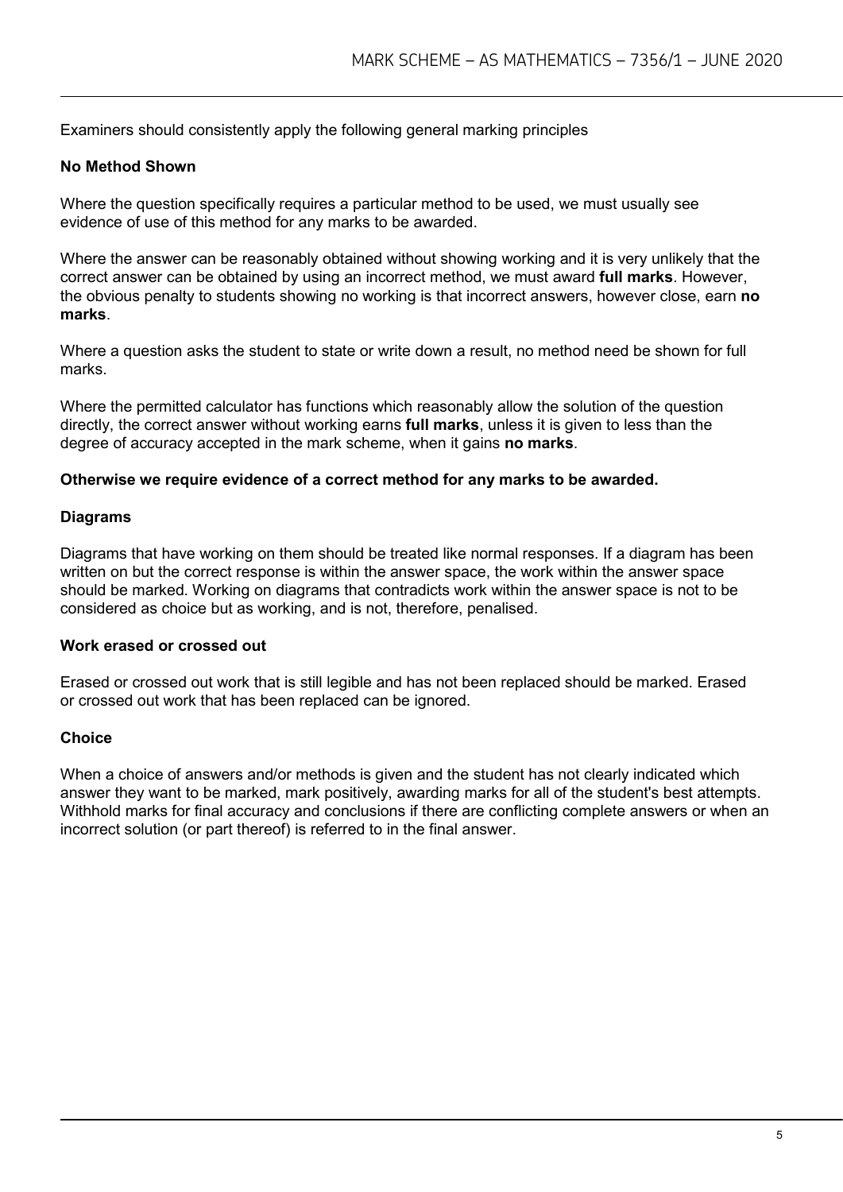Examiners should consistently apply the following general marking principles

### No Method Shown

Where the question specifically requires a particular method to be used, we must usually see evidence of use of this method for any marks to be awarded.

Where the answer can be reasonably obtained without showing working and it is very unlikely that the correct answer can be obtained by using an incorrect method, we must award **full marks**. However, the obvious penalty to students showing no working is that incorrect answers, however close, earn **no marks**.

Where a question asks the student to state or write down a result, no method need be shown for full marks.

Where the permitted calculator has functions which reasonably allow the solution of the question directly, the correct answer without working earns **full marks**, unless it is given to less than the degree of accuracy accepted in the mark scheme, when it gains **no marks**.

**Otherwise we require evidence of a correct method for any marks to be awarded.**

### Diagrams

Diagrams that have working on them should be treated like normal responses. If a diagram has been written on but the correct response is within the answer space, the work within the answer space should be marked. Working on diagrams that contradicts work within the answer space is not to be considered as choice but as working, and is not, therefore, penalised.

### Work erased or crossed out

Erased or crossed out work that is still legible and has not been replaced should be marked. Erased or crossed out work that has been replaced can be ignored.

### Choice

When a choice of answers and/or methods is given and the student has not clearly indicated which answer they want to be marked, mark positively, awarding marks for all of the student's best attempts. Withhold marks for final accuracy and conclusions if there are conflicting complete answers or when an incorrect solution (or part thereof) is referred to in the final answer.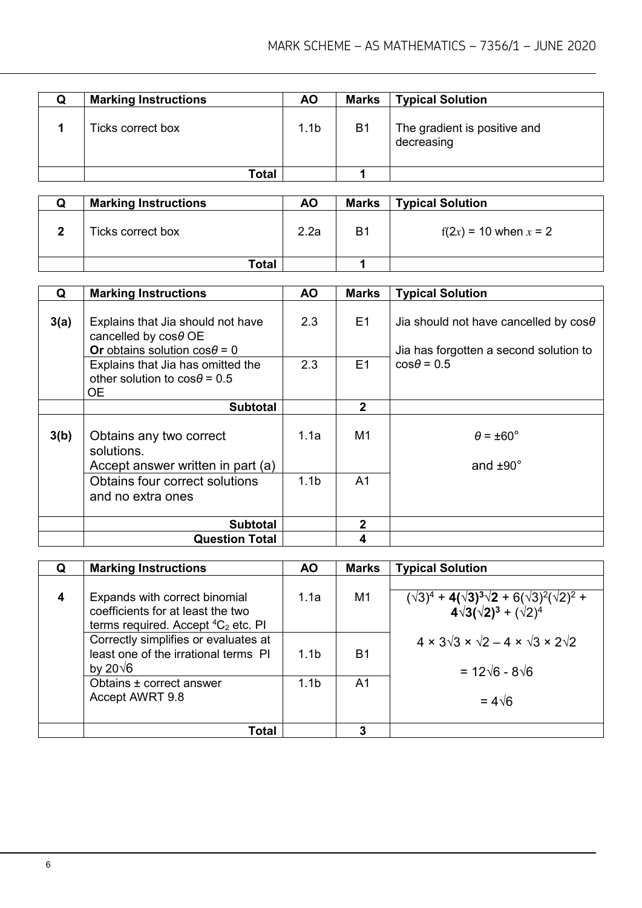| Q | Marking Instructions | AO | Marks | Typical Solution |
|---|---|---|---|---|
| 1 | Ticks correct box | 1.1b | B1 | The gradient is positive and decreasing |
| | **Total** | | **1** | |

| Q | Marking Instructions | AO | Marks | Typical Solution |
|---|---|---|---|---|
| 2 | Ticks correct box | 2.2a | B1 | $f(2x) = 10$ when $x = 2$ |
| | **Total** | | **1** | |

| Q | Marking Instructions | AO | Marks | Typical Solution |
|---|---|---|---|---|
| 3(a) | Explains that Jia should not have cancelled by $\cos\theta$ OE **Or** obtains solution $\cos\theta = 0$ | 2.3 | E1 | Jia should not have cancelled by $\cos\theta$ Jia has forgotten a second solution to $\cos\theta = 0.5$ |
| | Explains that Jia has omitted the other solution to $\cos\theta = 0.5$ OE | 2.3 | E1 | |
| | **Subtotal** | | **2** | |
| 3(b) | Obtains any two correct solutions. Accept answer written in part (a) | 1.1a | M1 | $\theta = \pm 60°$ and $\pm 90°$ |
| | Obtains four correct solutions and no extra ones | 1.1b | A1 | |
| | **Subtotal** | | **2** | |
| | **Question Total** | | **4** | |

| Q | Marking Instructions | AO | Marks | Typical Solution |
|---|---|---|---|---|
| 4 | Expands with correct binomial coefficients for at least the two terms required. Accept ${}^4C_2$ etc. PI | 1.1a | M1 | $(\sqrt{3})^4 + \mathbf{4(\sqrt{3})^3\sqrt{2}} + 6(\sqrt{3})^2(\sqrt{2})^2 + \mathbf{4\sqrt{3}(\sqrt{2})^3} + (\sqrt{2})^4$ |
| | Correctly simplifies or evaluates at least one of the irrational terms PI by $20\sqrt{6}$ | 1.1b | B1 | $4 \times 3\sqrt{3} \times \sqrt{2} - 4 \times \sqrt{3} \times 2\sqrt{2}$ $= 12\sqrt{6} - 8\sqrt{6}$ |
| | Obtains ± correct answer Accept AWRT 9.8 | 1.1b | A1 | $= 4\sqrt{6}$ |
| | **Total** | | **3** | |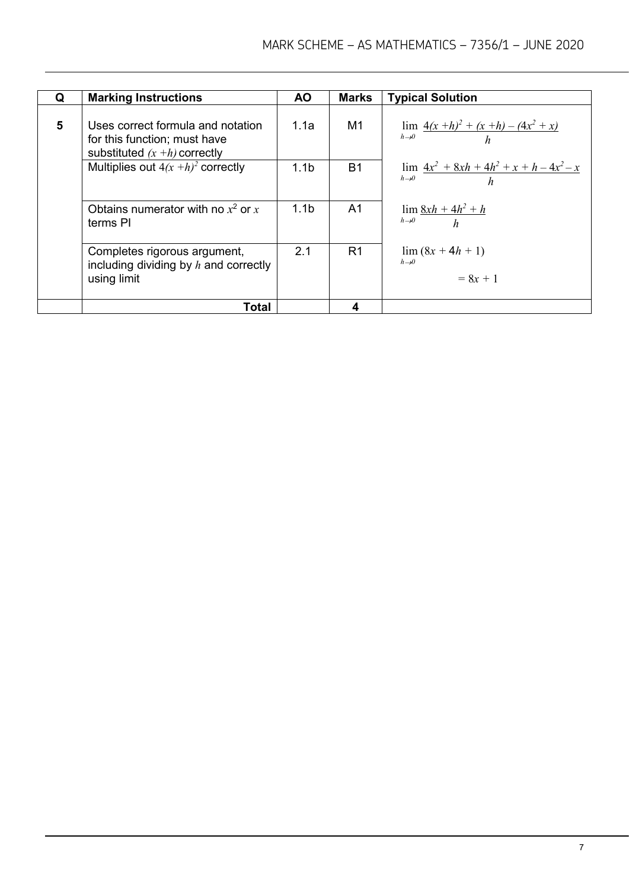| Q | Marking Instructions | AO | Marks | Typical Solution |
|---|---|---|---|---|
| 5 | Uses correct formula and notation for this function; must have substituted $(x+h)$ correctly | 1.1a | M1 | $\lim_{h \to 0} \dfrac{4(x+h)^2 + (x+h) - (4x^2 + x)}{h}$ |
| | Multiplies out $4(x+h)^2$ correctly | 1.1b | B1 | $\lim_{h \to 0} \dfrac{4x^2 + 8xh + 4h^2 + x + h - 4x^2 - x}{h}$ |
| | Obtains numerator with no $x^2$ or $x$ terms PI | 1.1b | A1 | $\lim_{h \to 0} \dfrac{8xh + 4h^2 + h}{h}$ |
| | Completes rigorous argument, including dividing by $h$ and correctly using limit | 2.1 | R1 | $\lim_{h \to 0} (8x + 4h + 1)$ <br> $= 8x + 1$ |
| | **Total** | | **4** | |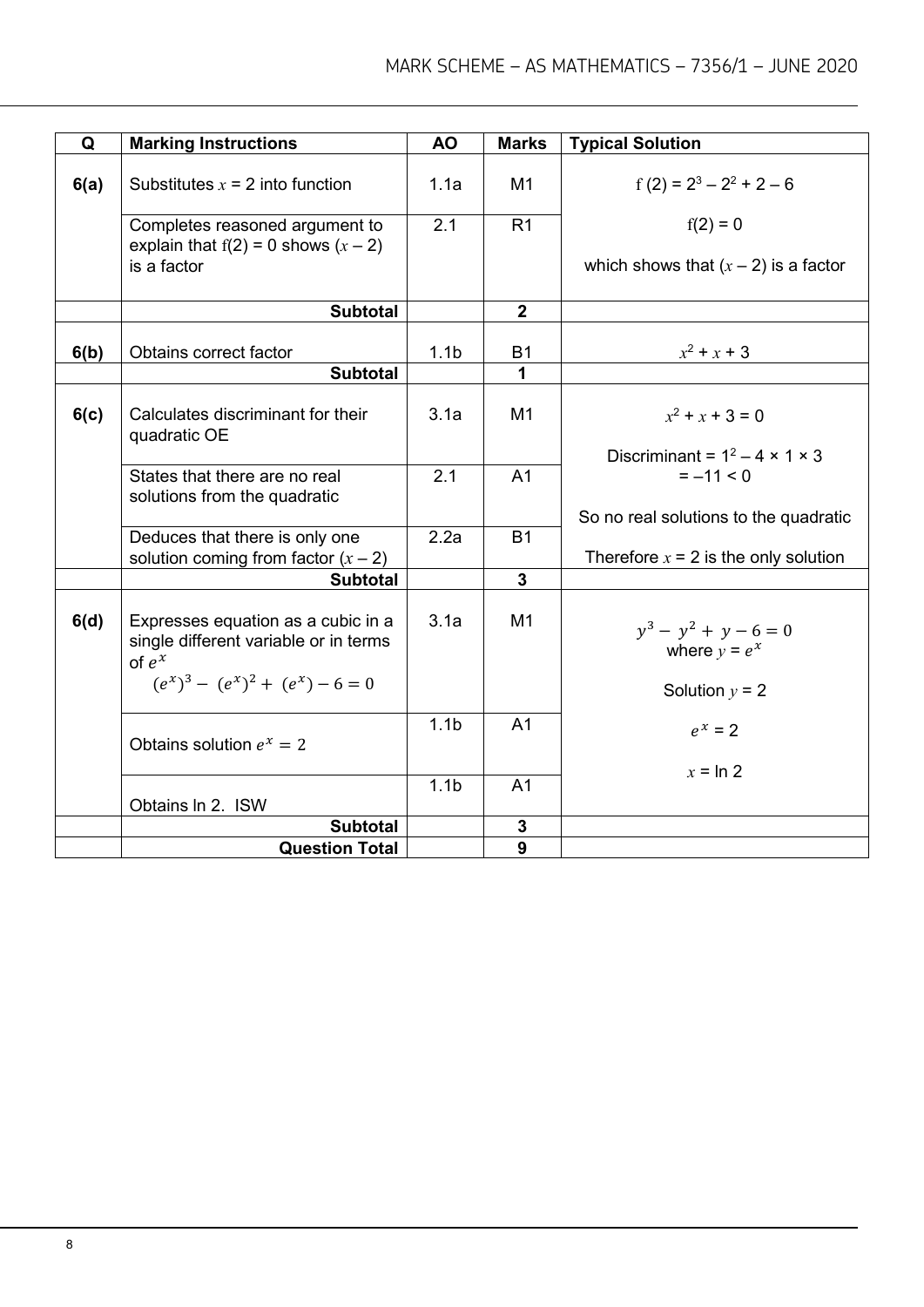| Q | Marking Instructions | AO | Marks | Typical Solution |
|---|---|---|---|---|
| 6(a) | Substitutes $x = 2$ into function | 1.1a | M1 | $f(2) = 2^3 - 2^2 + 2 - 6$ |
| | Completes reasoned argument to explain that $f(2) = 0$ shows $(x - 2)$ is a factor | 2.1 | R1 | $f(2) = 0$ <br> which shows that $(x - 2)$ is a factor |
| | **Subtotal** | | **2** | |
| 6(b) | Obtains correct factor | 1.1b | B1 | $x^2 + x + 3$ |
| | **Subtotal** | | **1** | |
| 6(c) | Calculates discriminant for their quadratic OE | 3.1a | M1 | $x^2 + x + 3 = 0$ <br> Discriminant = $1^2 - 4 \times 1 \times 3$ |
| | States that there are no real solutions from the quadratic | 2.1 | A1 | $= -11 < 0$ <br> So no real solutions to the quadratic |
| | Deduces that there is only one solution coming from factor $(x - 2)$ | 2.2a | B1 | Therefore $x = 2$ is the only solution |
| | **Subtotal** | | **3** | |
| 6(d) | Expresses equation as a cubic in a single different variable or in terms of $e^x$ <br> $(e^x)^3 - (e^x)^2 + (e^x) - 6 = 0$ | 3.1a | M1 | $y^3 - y^2 + y - 6 = 0$ <br> where $y = e^x$ <br> Solution $y = 2$ |
| | Obtains solution $e^x = 2$ | 1.1b | A1 | $e^x = 2$ |
| | Obtains ln 2. ISW | 1.1b | A1 | $x = \ln 2$ |
| | **Subtotal** | | **3** | |
| | **Question Total** | | **9** | |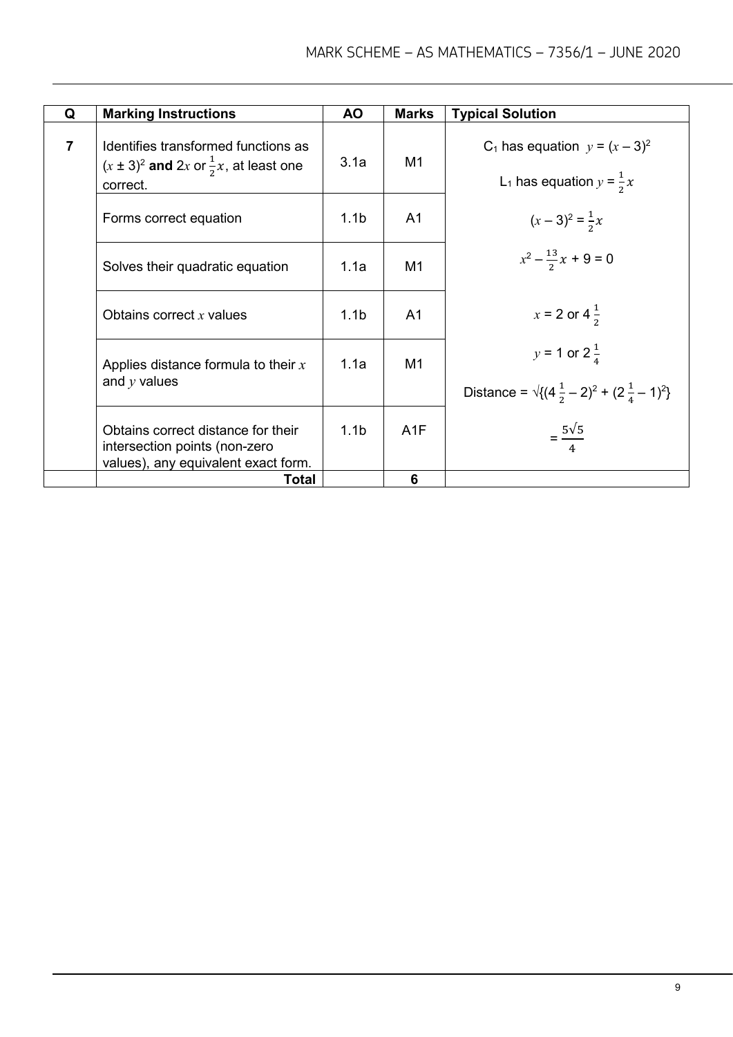| Q | Marking Instructions | AO | Marks | Typical Solution |
|---|---|---|---|---|
| 7 | Identifies transformed functions as $(x \pm 3)^2$ **and** $2x$ or $\frac{1}{2}x$, at least one correct. | 3.1a | M1 | $C_1$ has equation $y = (x - 3)^2$ <br> $L_1$ has equation $y = \frac{1}{2}x$ |
| | Forms correct equation | 1.1b | A1 | $(x - 3)^2 = \frac{1}{2}x$ |
| | Solves their quadratic equation | 1.1a | M1 | $x^2 - \frac{13}{2}x + 9 = 0$ |
| | Obtains correct $x$ values | 1.1b | A1 | $x = 2$ or $4\frac{1}{2}$ |
| | Applies distance formula to their $x$ and $y$ values | 1.1a | M1 | $y = 1$ or $2\frac{1}{4}$ <br> Distance = $\sqrt{\{(4\frac{1}{2} - 2)^2 + (2\frac{1}{4} - 1)^2\}}$ |
| | Obtains correct distance for their intersection points (non-zero values), any equivalent exact form. | 1.1b | A1F | $= \frac{5\sqrt{5}}{4}$ |
| | **Total** | | **6** | |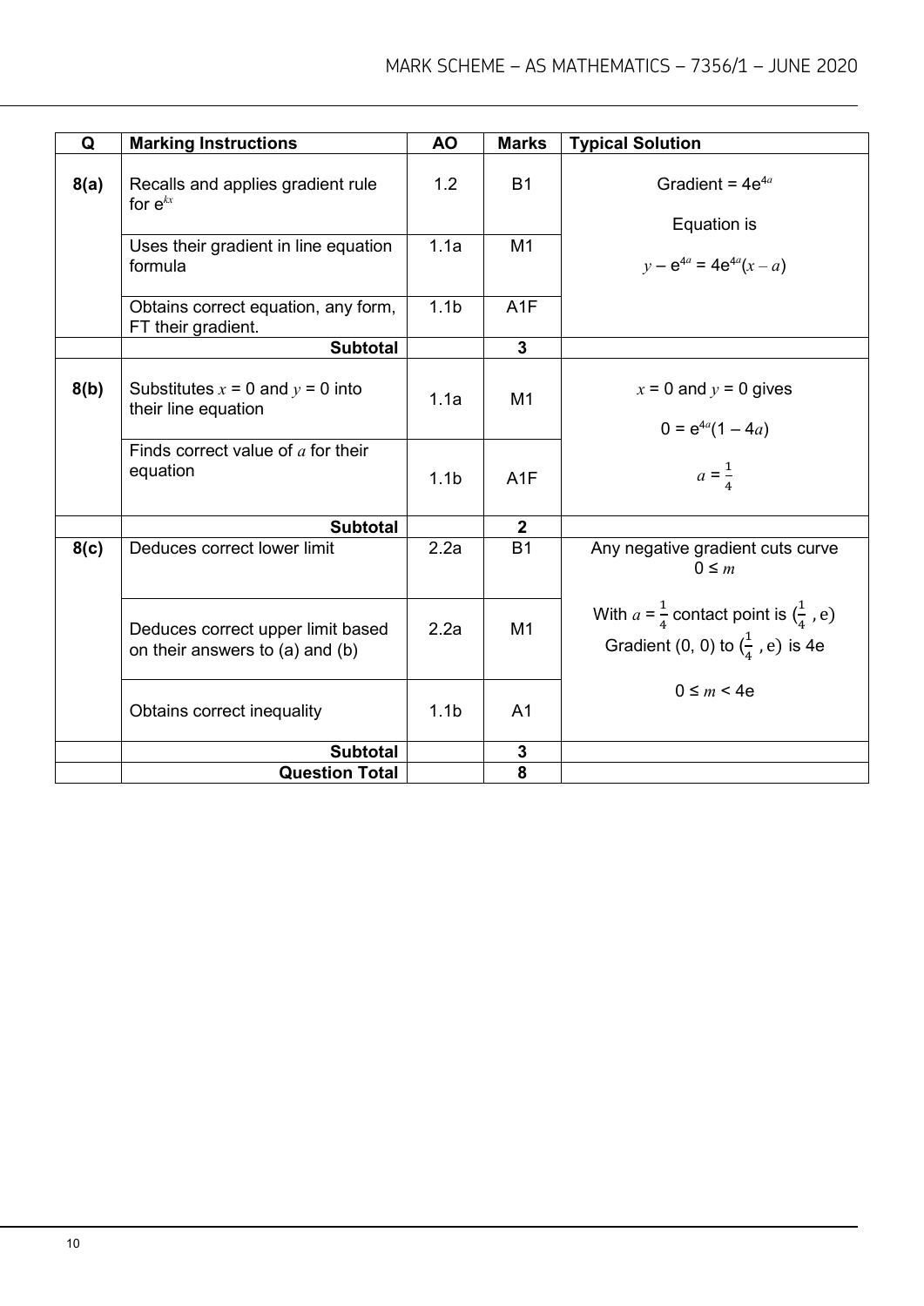| Q | Marking Instructions | AO | Marks | Typical Solution |
|---|---|---|---|---|
| 8(a) | Recalls and applies gradient rule for $e^{kx}$ | 1.2 | B1 | Gradient = $4e^{4a}$<br>Equation is<br>$y - e^{4a} = 4e^{4a}(x - a)$ |
| | Uses their gradient in line equation formula | 1.1a | M1 | |
| | Obtains correct equation, any form, FT their gradient. | 1.1b | A1F | |
| | **Subtotal** | | **3** | |
| 8(b) | Substitutes $x = 0$ and $y = 0$ into their line equation | 1.1a | M1 | $x = 0$ and $y = 0$ gives<br>$0 = e^{4a}(1 - 4a)$<br>$a = \frac{1}{4}$ |
| | Finds correct value of $a$ for their equation | 1.1b | A1F | |
| | **Subtotal** | | **2** | |
| 8(c) | Deduces correct lower limit | 2.2a | B1 | Any negative gradient cuts curve<br>$0 \leq m$ |
| | Deduces correct upper limit based on their answers to (a) and (b) | 2.2a | M1 | With $a = \frac{1}{4}$ contact point is $(\frac{1}{4}, e)$<br>Gradient $(0, 0)$ to $(\frac{1}{4}, e)$ is $4e$ |
| | Obtains correct inequality | 1.1b | A1 | $0 \leq m < 4e$ |
| | **Subtotal** | | **3** | |
| | **Question Total** | | **8** | |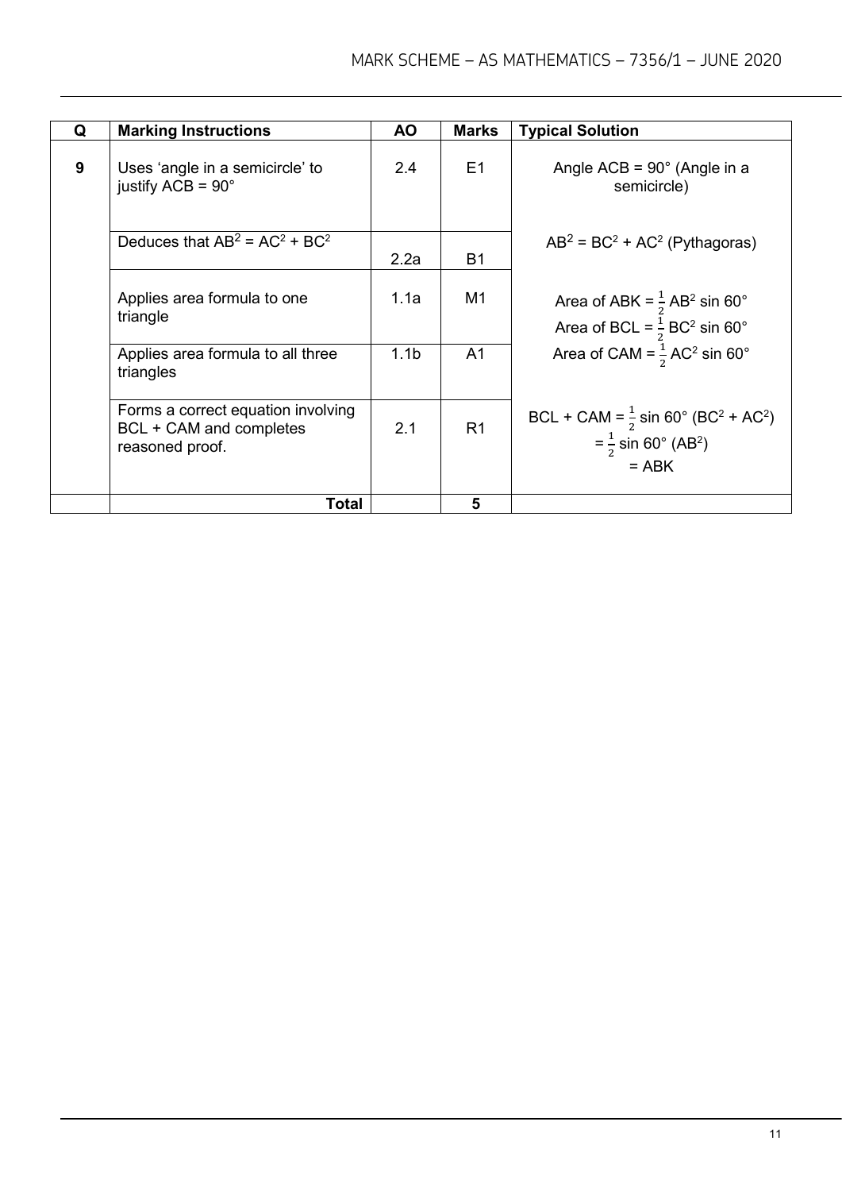| Q | Marking Instructions | AO | Marks | Typical Solution |
|---|---|---|---|---|
| 9 | Uses 'angle in a semicircle' to justify ACB = 90° | 2.4 | E1 | Angle ACB = 90° (Angle in a semicircle) |
| | Deduces that $AB^2 = AC^2 + BC^2$ | 2.2a | B1 | $AB^2 = BC^2 + AC^2$ (Pythagoras) |
| | Applies area formula to one triangle | 1.1a | M1 | Area of ABK = $\frac{1}{2}$ $AB^2$ sin 60°<br>Area of BCL = $\frac{1}{2}$ $BC^2$ sin 60° |
| | Applies area formula to all three triangles | 1.1b | A1 | Area of CAM = $\frac{1}{2}$ $AC^2$ sin 60° |
| | Forms a correct equation involving BCL + CAM and completes reasoned proof. | 2.1 | R1 | BCL + CAM = $\frac{1}{2}$ sin 60° ($BC^2 + AC^2$)<br>= $\frac{1}{2}$ sin 60° ($AB^2$)<br>= ABK |
| | **Total** | | 5 | |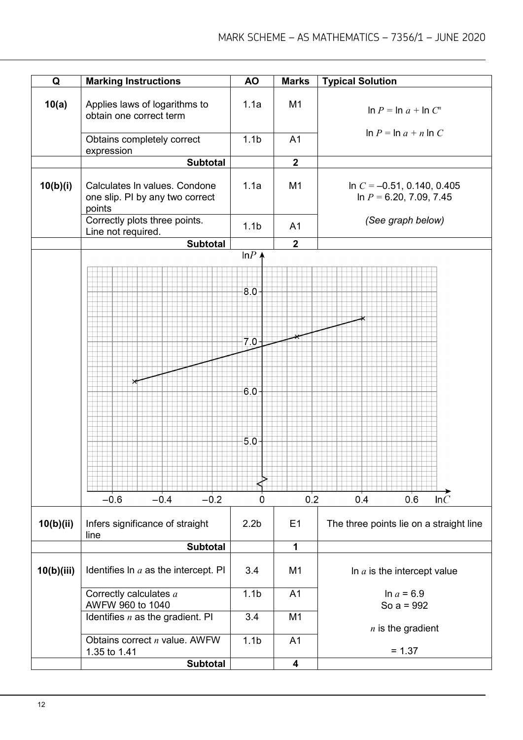| Q | Marking Instructions | AO | Marks | Typical Solution |
|---|---|---|---|---|
| **10(a)** | Applies laws of logarithms to obtain one correct term | 1.1a | M1 | $\ln P = \ln a + \ln C^n$ |
| | Obtains completely correct expression | 1.1b | A1 | $\ln P = \ln a + n \ln C$ |
| | **Subtotal** | | **2** | |
| **10(b)(i)** | Calculates ln values. Condone one slip. PI by any two correct points | 1.1a | M1 | $\ln C = -0.51, 0.140, 0.405$<br>$\ln P = 6.20, 7.09, 7.45$ |
| | Correctly plots three points. Line not required. | 1.1b | A1 | *(See graph below)* |
| | **Subtotal** | | **2** | |
| **10(b)(ii)** | Infers significance of straight line | 2.2b | E1 | The three points lie on a straight line |
| | **Subtotal** | | **1** | |
| **10(b)(iii)** | Identifies $\ln a$ as the intercept. PI | 3.4 | M1 | $\ln a$ is the intercept value |
| | Correctly calculates $a$<br>AWFW 960 to 1040 | 1.1b | A1 | $\ln a = 6.9$<br>So a = 992 |
| | Identifies $n$ as the gradient. PI | 3.4 | M1 | $n$ is the gradient |
| | Obtains correct $n$ value. AWFW 1.35 to 1.41 | 1.1b | A1 | = 1.37 |
| | **Subtotal** | | **4** | |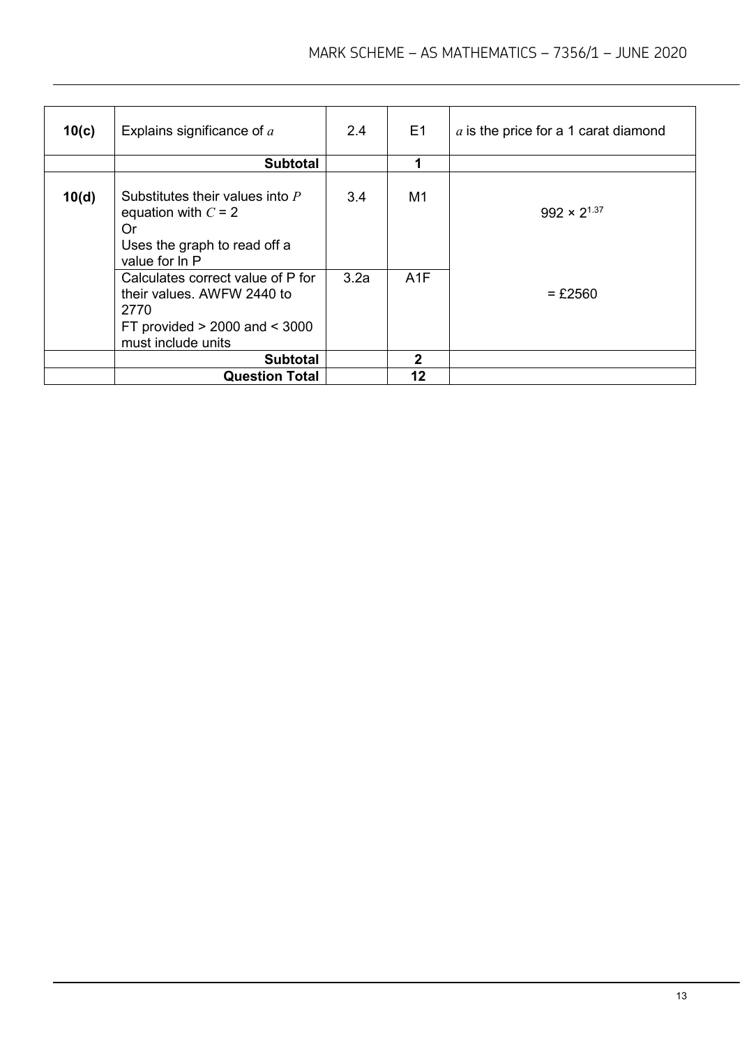| | | | | |
|---|---|---|---|---|
| **10(c)** | Explains significance of $a$ | 2.4 | E1 | $a$ is the price for a 1 carat diamond |
| | **Subtotal** | | **1** | |
| **10(d)** | Substitutes their values into $P$ equation with $C = 2$<br>Or<br>Uses the graph to read off a value for ln P | 3.4 | M1 | $992 \times 2^{1.37}$ |
| | Calculates correct value of P for their values. AWFW 2440 to 2770<br>FT provided > 2000 and < 3000 must include units | 3.2a | A1F | = £2560 |
| | **Subtotal** | | **2** | |
| | **Question Total** | | **12** | |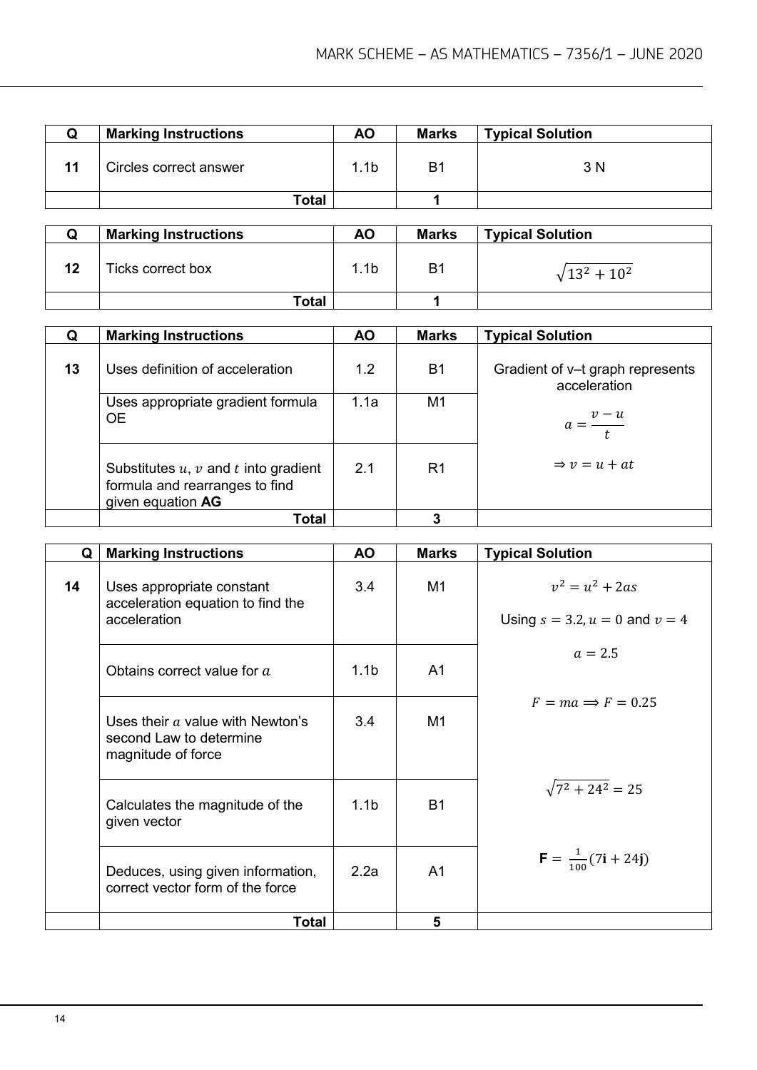| Q | Marking Instructions | AO | Marks | Typical Solution |
|---|---|---|---|---|
| 11 | Circles correct answer | 1.1b | B1 | 3 N |
| | **Total** | | **1** | |

| Q | Marking Instructions | AO | Marks | Typical Solution |
|---|---|---|---|---|
| 12 | Ticks correct box | 1.1b | B1 | $\sqrt{13^2 + 10^2}$ |
| | **Total** | | **1** | |

| Q | Marking Instructions | AO | Marks | Typical Solution |
|---|---|---|---|---|
| 13 | Uses definition of acceleration | 1.2 | B1 | Gradient of v–t graph represents acceleration |
| | Uses appropriate gradient formula OE | 1.1a | M1 | $a = \frac{v - u}{t}$ |
| | Substitutes $u$, $v$ and $t$ into gradient formula and rearranges to find given equation **AG** | 2.1 | R1 | $\Rightarrow v = u + at$ |
| | **Total** | | **3** | |

| Q | Marking Instructions | AO | Marks | Typical Solution |
|---|---|---|---|---|
| 14 | Uses appropriate constant acceleration equation to find the acceleration | 3.4 | M1 | $v^2 = u^2 + 2as$ <br> Using $s = 3.2, u = 0$ and $v = 4$ |
| | Obtains correct value for $a$ | 1.1b | A1 | $a = 2.5$ |
| | Uses their $a$ value with Newton's second Law to determine magnitude of force | 3.4 | M1 | $F = ma \Longrightarrow F = 0.25$ |
| | Calculates the magnitude of the given vector | 1.1b | B1 | $\sqrt{7^2 + 24^2} = 25$ |
| | Deduces, using given information, correct vector form of the force | 2.2a | A1 | $\mathbf{F} = \frac{1}{100}(7\mathbf{i} + 24\mathbf{j})$ |
| | **Total** | | **5** | |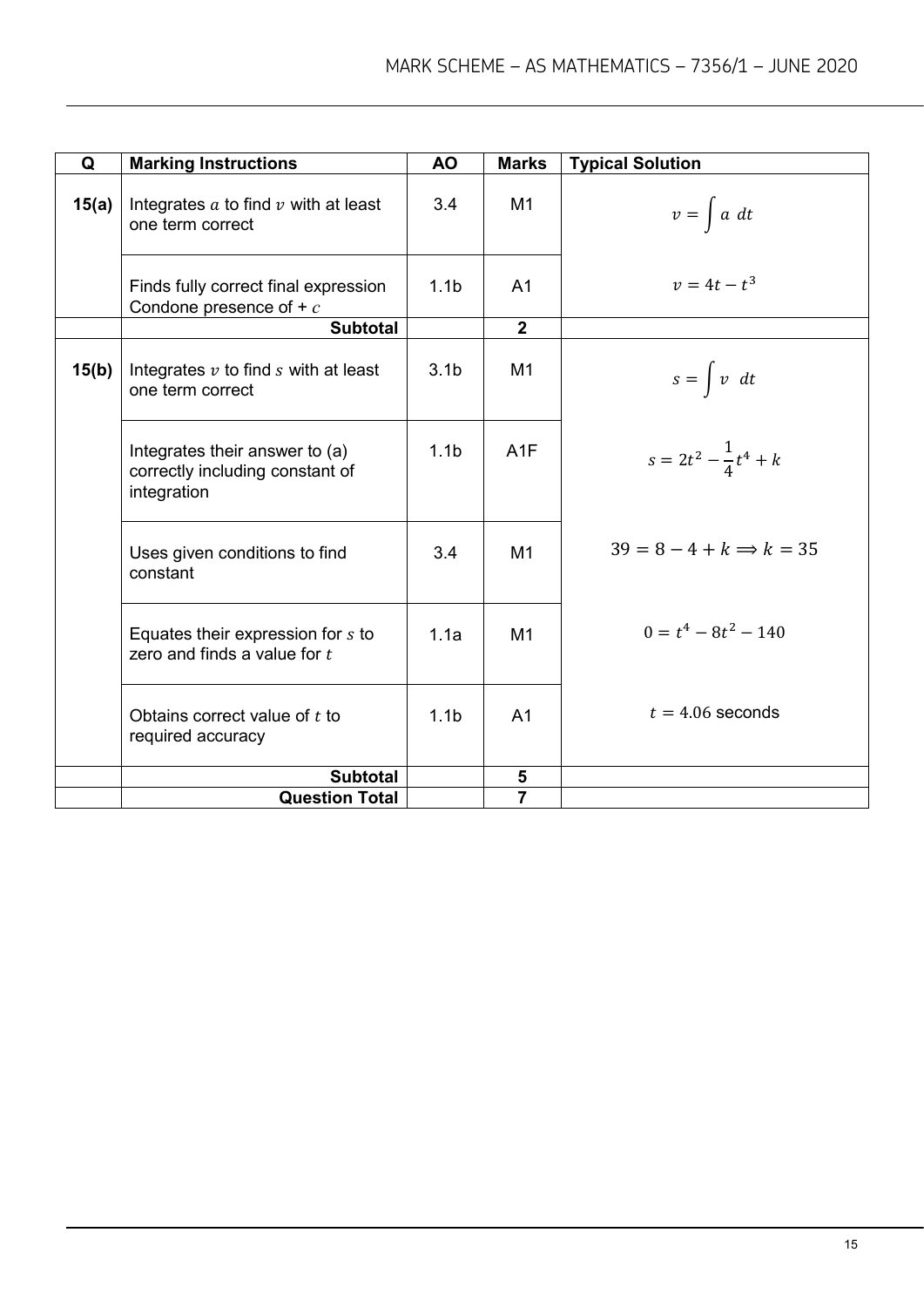| Q | Marking Instructions | AO | Marks | Typical Solution |
|---|---|---|---|---|
| **15(a)** | Integrates $a$ to find $v$ with at least one term correct | 3.4 | M1 | $v = \int a \ dt$ |
| | Finds fully correct final expression Condone presence of + $c$ | 1.1b | A1 | $v = 4t - t^3$ |
| | **Subtotal** | | **2** | |
| **15(b)** | Integrates $v$ to find $s$ with at least one term correct | 3.1b | M1 | $s = \int v \ dt$ |
| | Integrates their answer to (a) correctly including constant of integration | 1.1b | A1F | $s = 2t^2 - \frac{1}{4}t^4 + k$ |
| | Uses given conditions to find constant | 3.4 | M1 | $39 = 8 - 4 + k \Longrightarrow k = 35$ |
| | Equates their expression for $s$ to zero and finds a value for $t$ | 1.1a | M1 | $0 = t^4 - 8t^2 - 140$ |
| | Obtains correct value of $t$ to required accuracy | 1.1b | A1 | $t = 4.06$ seconds |
| | **Subtotal** | | **5** | |
| | **Question Total** | | **7** | |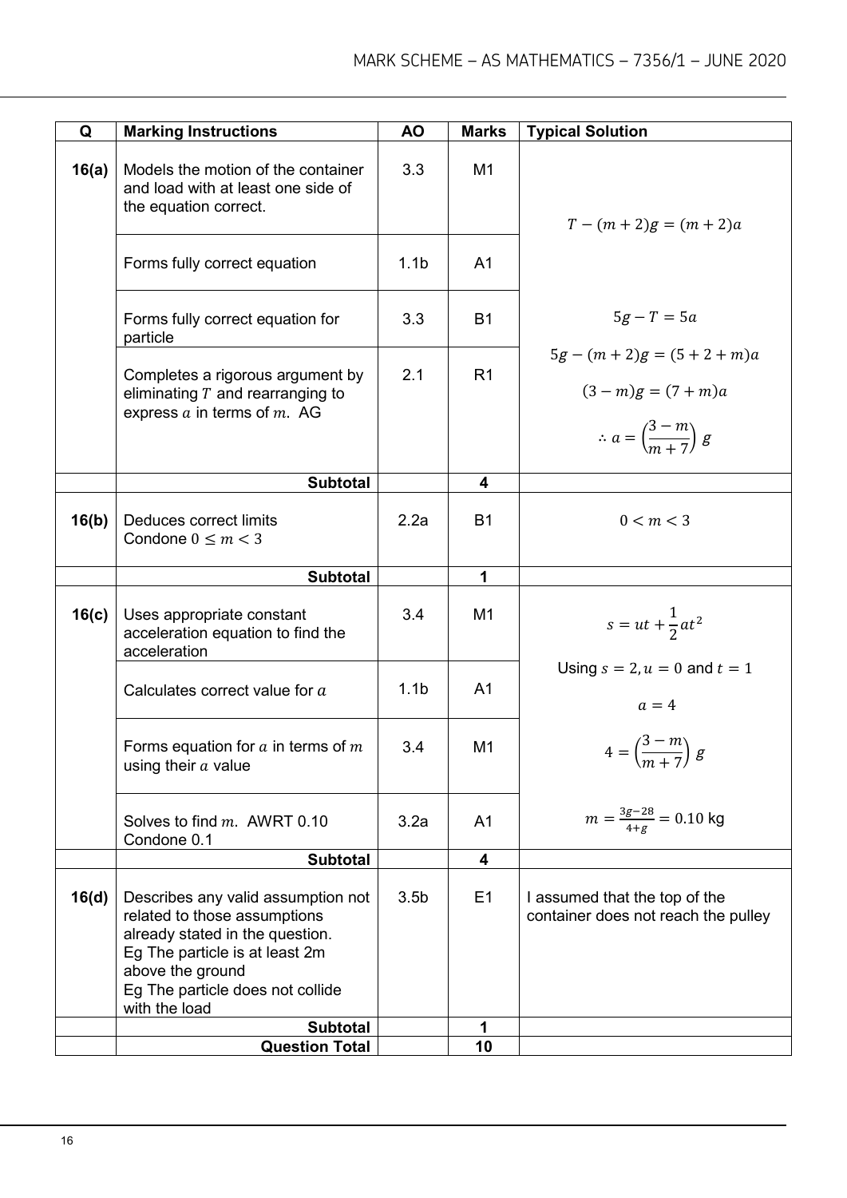| Q | Marking Instructions | AO | Marks | Typical Solution |
|---|---|---|---|---|
| 16(a) | Models the motion of the container and load with at least one side of the equation correct. | 3.3 | M1 | $T - (m+2)g = (m+2)a$ |
| | Forms fully correct equation | 1.1b | A1 | |
| | Forms fully correct equation for particle | 3.3 | B1 | $5g - T = 5a$ |
| | Completes a rigorous argument by eliminating $T$ and rearranging to express $a$ in terms of $m$. AG | 2.1 | R1 | $5g - (m+2)g = (5+2+m)a$<br>$(3-m)g = (7+m)a$<br>$\therefore a = \left(\frac{3-m}{m+7}\right) g$ |
| | **Subtotal** | | **4** | |
| 16(b) | Deduces correct limits<br>Condone $0 \leq m < 3$ | 2.2a | B1 | $0 < m < 3$ |
| | **Subtotal** | | **1** | |
| 16(c) | Uses appropriate constant acceleration equation to find the acceleration | 3.4 | M1 | $s = ut + \frac{1}{2}at^2$<br>Using $s = 2, u = 0$ and $t = 1$ |
| | Calculates correct value for $a$ | 1.1b | A1 | $a = 4$ |
| | Forms equation for $a$ in terms of $m$ using their $a$ value | 3.4 | M1 | $4 = \left(\frac{3-m}{m+7}\right) g$ |
| | Solves to find $m$. AWRT 0.10<br>Condone 0.1 | 3.2a | A1 | $m = \frac{3g-28}{4+g} = 0.10$ kg |
| | **Subtotal** | | **4** | |
| 16(d) | Describes any valid assumption not related to those assumptions already stated in the question.<br>Eg The particle is at least 2m above the ground<br>Eg The particle does not collide with the load | 3.5b | E1 | I assumed that the top of the container does not reach the pulley |
| | **Subtotal** | | **1** | |
| | **Question Total** | | **10** | |